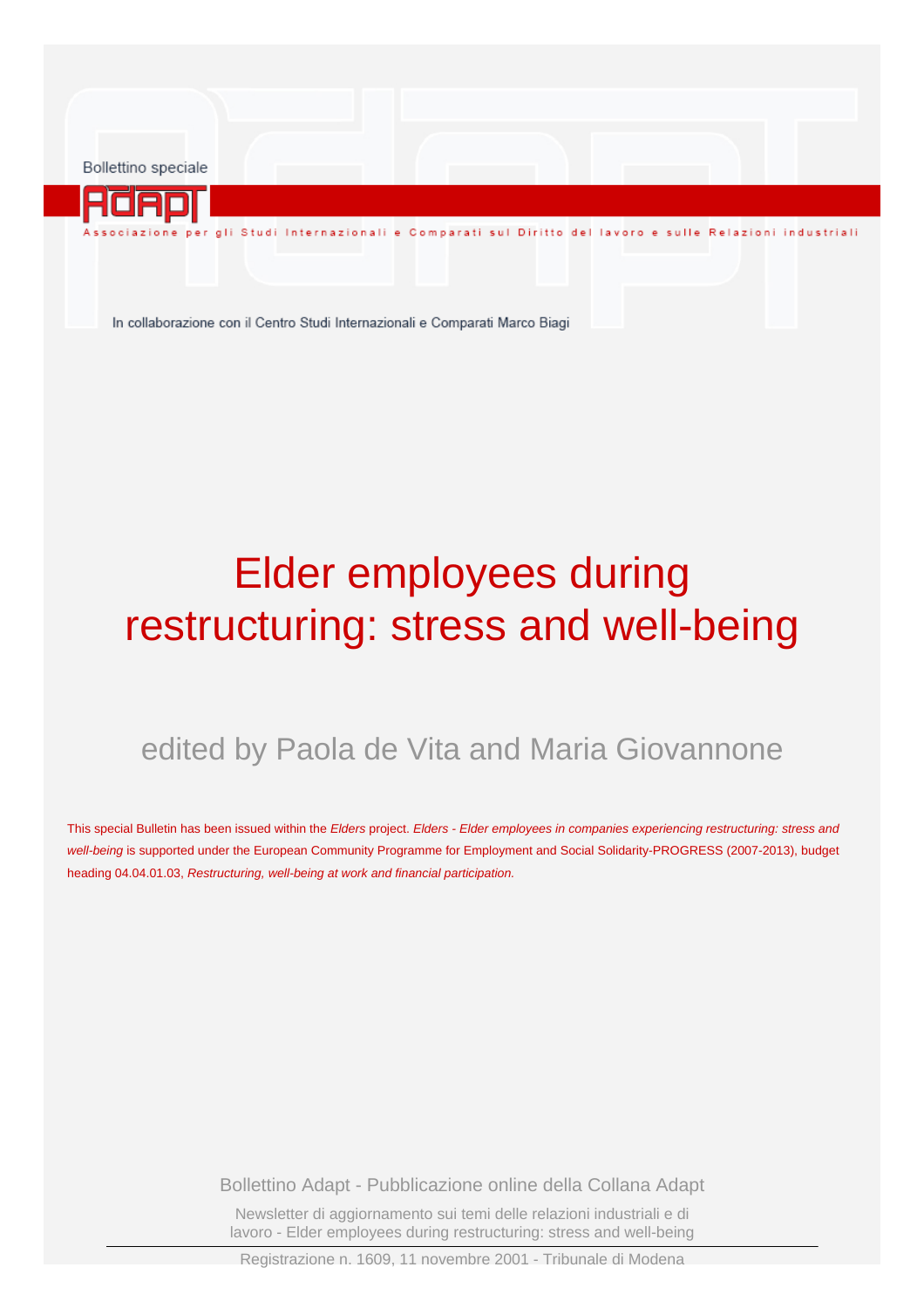Bollettino speciale

ADAPT

Associazione per gli Studi Internazionali e Comparati sul Diritto del lavoro e sulle Relazioni industriali

In collaborazione con il Centro Studi Internazionali e Comparati Marco Biagi

# Elder employees during restructuring: stress and well-being

## edited by Paola de Vita and Maria Giovannone

This special Bulletin has been issued within the *Elders* project. *Elders - Elder employees in companies experiencing restructuring: stress and well-being* is supported under the European Community Programme for Employment and Social Solidarity-PROGRESS (2007-2013), budget heading 04.04.01.03, *Restructuring, well-being at work and financial participation.*

Bollettino Adapt - Pubblicazione online della Collana Adapt

Newsletter di aggiornamento sui temi delle relazioni industriali e di lavoro - Elder employees during restructuring: stress and well-being

Registrazione n. 1609, 11 novembre 2001 - Tribunale di Modena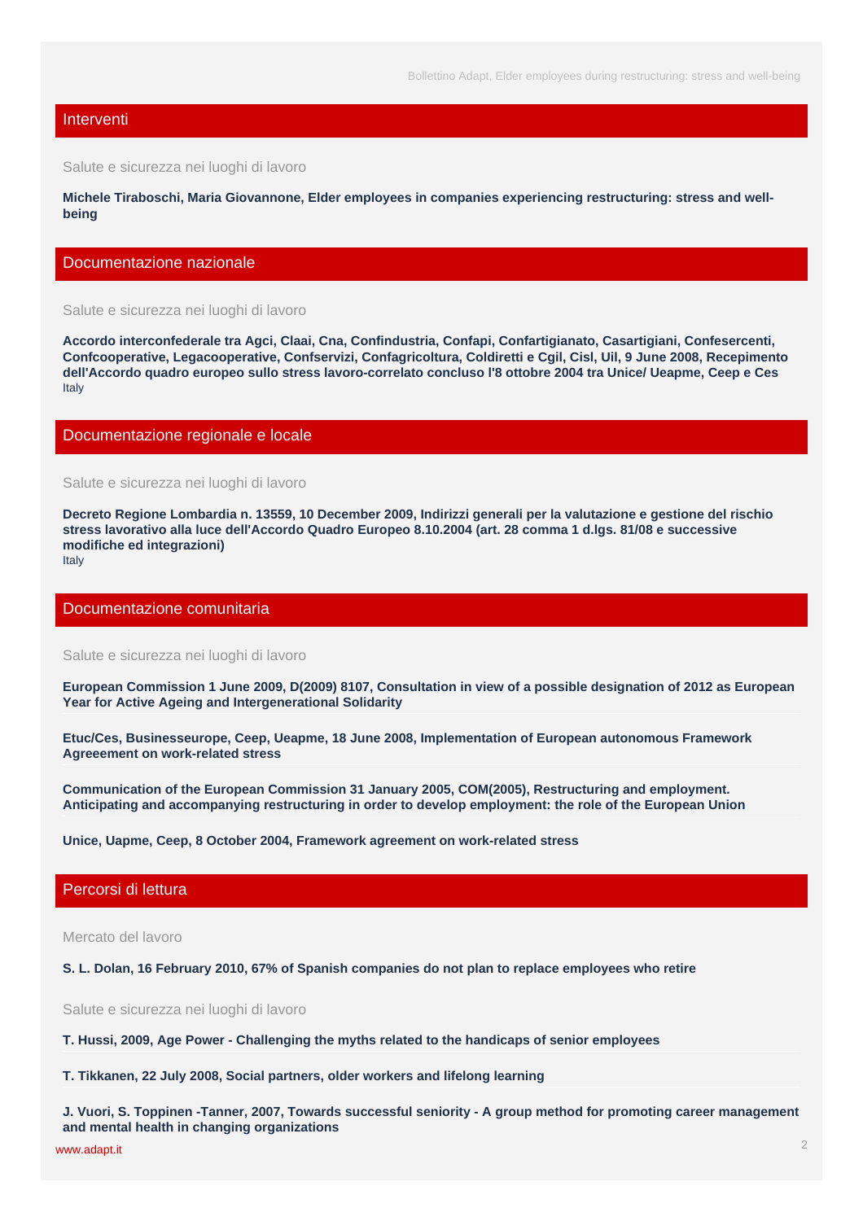## Interventi

Salute e sicurezza nei luoghi di lavoro

**Michele Tiraboschi, Maria Giovannone, Elder employees in companies experiencing restructuring: stress and well-being**

## Documentazione nazionale

Salute e sicurezza nei luoghi di lavoro

**Accordo interconfederale tra Agci, Claai, Cna, Confindustria, Confapi, Confartigianato, Casartigiani, Confesercenti, Confcooperative, Legacooperative, Confservizi, Confagricoltura, Coldiretti e Cgil, Cisl, Uil, 9 June 2008, Recepimento dell'Accordo quadro europeo sullo stress lavoro-correlato concluso l'8 ottobre 2004 tra Unice/ Ueapme, Ceep e Ces**
Italy

## Documentazione regionale e locale

Salute e sicurezza nei luoghi di lavoro

**Decreto Regione Lombardia n. 13559, 10 December 2009, Indirizzi generali per la valutazione e gestione del rischio stress lavorativo alla luce dell'Accordo Quadro Europeo 8.10.2004 (art. 28 comma 1 d.lgs. 81/08 e successive modifiche ed integrazioni)**
Italy

## Documentazione comunitaria

Salute e sicurezza nei luoghi di lavoro

**European Commission 1 June 2009, D(2009) 8107, Consultation in view of a possible designation of 2012 as European Year for Active Ageing and Intergenerational Solidarity**

**Etuc/Ces, Businesseurope, Ceep, Ueapme, 18 June 2008, Implementation of European autonomous Framework Agreeement on work-related stress**

**Communication of the European Commission 31 January 2005, COM(2005), Restructuring and employment. Anticipating and accompanying restructuring in order to develop employment: the role of the European Union**

**Unice, Uapme, Ceep, 8 October 2004, Framework agreement on work-related stress**

## Percorsi di lettura

Mercato del lavoro

**S. L. Dolan, 16 February 2010, 67% of Spanish companies do not plan to replace employees who retire**

Salute e sicurezza nei luoghi di lavoro

**T. Hussi, 2009, Age Power - Challenging the myths related to the handicaps of senior employees**

**T. Tikkanen, 22 July 2008, Social partners, older workers and lifelong learning**

**J. Vuori, S. Toppinen -Tanner, 2007, Towards successful seniority - A group method for promoting career management and mental health in changing organizations**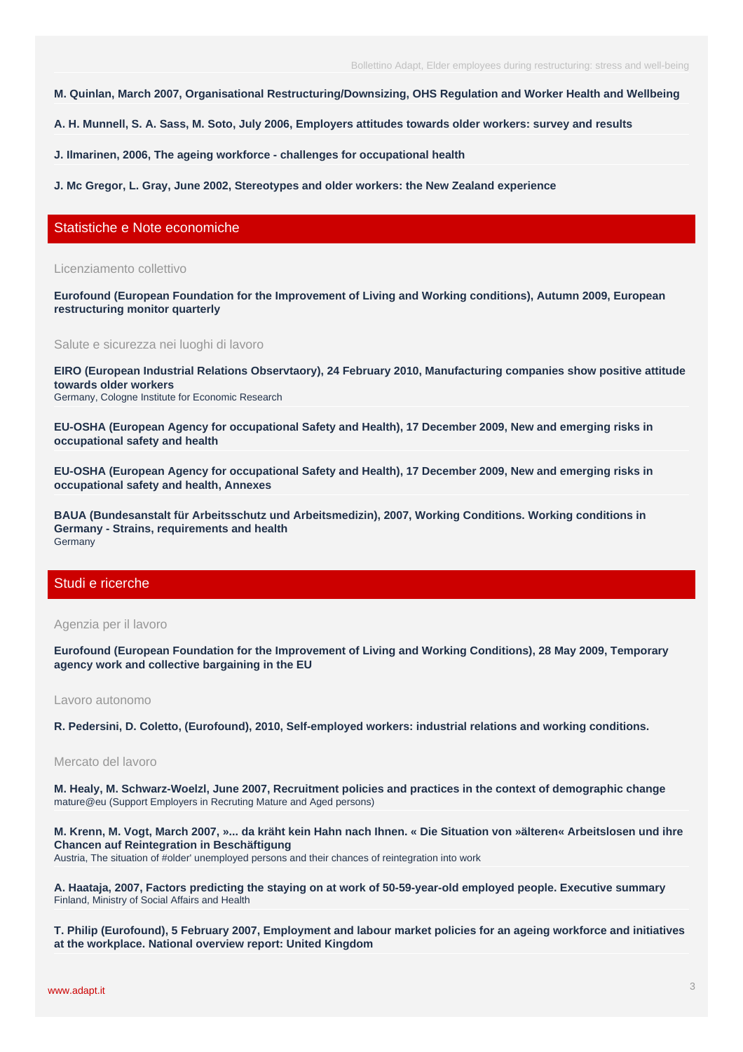**M. Quinlan, March 2007, Organisational Restructuring/Downsizing, OHS Regulation and Worker Health and Wellbeing**

**A. H. Munnell, S. A. Sass, M. Soto, July 2006, Employers attitudes towards older workers: survey and results**

**J. Ilmarinen, 2006, The ageing workforce - challenges for occupational health**

**J. Mc Gregor, L. Gray, June 2002, Stereotypes and older workers: the New Zealand experience**

## Statistiche e Note economiche

### Licenziamento collettivo

**Eurofound (European Foundation for the Improvement of Living and Working conditions), Autumn 2009, European restructuring monitor quarterly**

### Salute e sicurezza nei luoghi di lavoro

**EIRO (European Industrial Relations Observtaory), 24 February 2010, Manufacturing companies show positive attitude towards older workers**
Germany, Cologne Institute for Economic Research

**EU-OSHA (European Agency for occupational Safety and Health), 17 December 2009, New and emerging risks in occupational safety and health**

**EU-OSHA (European Agency for occupational Safety and Health), 17 December 2009, New and emerging risks in occupational safety and health, Annexes**

**BAUA (Bundesanstalt für Arbeitsschutz und Arbeitsmedizin), 2007, Working Conditions. Working conditions in Germany - Strains, requirements and health**
Germany

## Studi e ricerche

### Agenzia per il lavoro

**Eurofound (European Foundation for the Improvement of Living and Working Conditions), 28 May 2009, Temporary agency work and collective bargaining in the EU**

### Lavoro autonomo

**R. Pedersini, D. Coletto, (Eurofound), 2010, Self-employed workers: industrial relations and working conditions.**

### Mercato del lavoro

**M. Healy, M. Schwarz-Woelzl, June 2007, Recruitment policies and practices in the context of demographic change**
mature@eu (Support Employers in Recruting Mature and Aged persons)

**M. Krenn, M. Vogt, March 2007, »... da kräht kein Hahn nach Ihnen. « Die Situation von »älteren« Arbeitslosen und ihre Chancen auf Reintegration in Beschäftigung**
Austria, The situation of #older' unemployed persons and their chances of reintegration into work

**A. Haataja, 2007, Factors predicting the staying on at work of 50-59-year-old employed people. Executive summary**
Finland, Ministry of Social Affairs and Health

**T. Philip (Eurofound), 5 February 2007, Employment and labour market policies for an ageing workforce and initiatives at the workplace. National overview report: United Kingdom**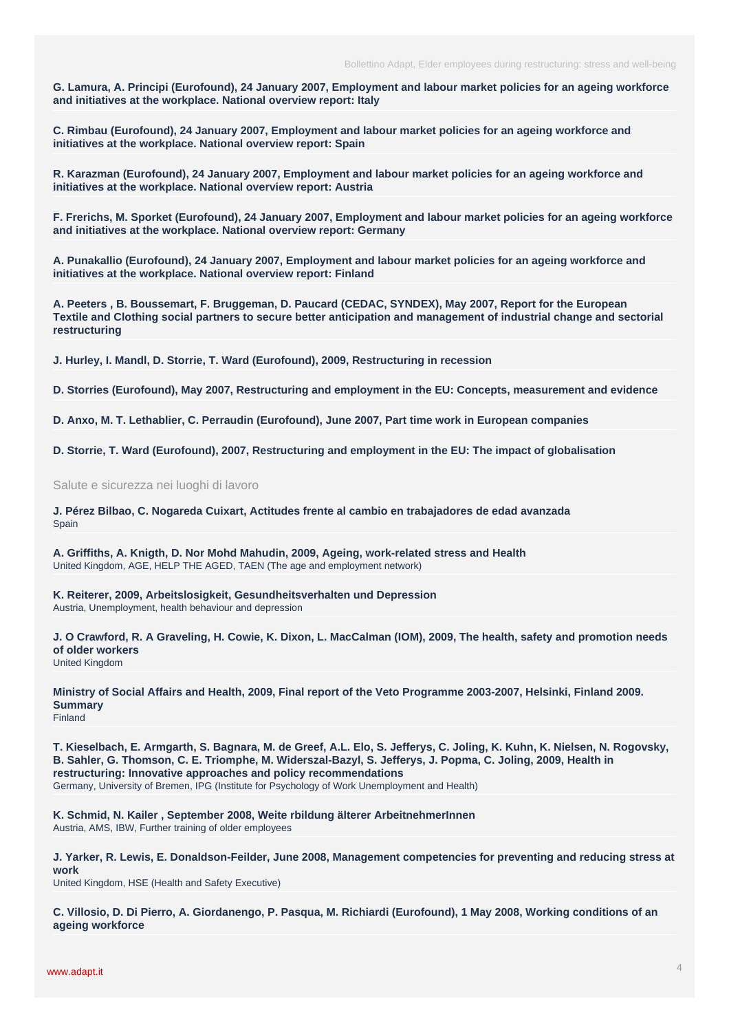**G. Lamura, A. Principi (Eurofound), 24 January 2007, Employment and labour market policies for an ageing workforce and initiatives at the workplace. National overview report: Italy**

**C. Rimbau (Eurofound), 24 January 2007, Employment and labour market policies for an ageing workforce and initiatives at the workplace. National overview report: Spain**

**R. Karazman (Eurofound), 24 January 2007, Employment and labour market policies for an ageing workforce and initiatives at the workplace. National overview report: Austria**

**F. Frerichs, M. Sporket (Eurofound), 24 January 2007, Employment and labour market policies for an ageing workforce and initiatives at the workplace. National overview report: Germany**

**A. Punakallio (Eurofound), 24 January 2007, Employment and labour market policies for an ageing workforce and initiatives at the workplace. National overview report: Finland**

**A. Peeters , B. Boussemart, F. Bruggeman, D. Paucard (CEDAC, SYNDEX), May 2007, Report for the European Textile and Clothing social partners to secure better anticipation and management of industrial change and sectorial restructuring**

**J. Hurley, I. Mandl, D. Storrie, T. Ward (Eurofound), 2009, Restructuring in recession**

**D. Storries (Eurofound), May 2007, Restructuring and employment in the EU: Concepts, measurement and evidence**

**D. Anxo, M. T. Lethablier, C. Perraudin (Eurofound), June 2007, Part time work in European companies**

**D. Storrie, T. Ward (Eurofound), 2007, Restructuring and employment in the EU: The impact of globalisation**

## Salute e sicurezza nei luoghi di lavoro

**J. Pérez Bilbao, C. Nogareda Cuixart, Actitudes frente al cambio en trabajadores de edad avanzada**
Spain

**A. Griffiths, A. Knigth, D. Nor Mohd Mahudin, 2009, Ageing, work-related stress and Health**
United Kingdom, AGE, HELP THE AGED, TAEN (The age and employment network)

**K. Reiterer, 2009, Arbeitslosigkeit, Gesundheitsverhalten und Depression**
Austria, Unemployment, health behaviour and depression

**J. O Crawford, R. A Graveling, H. Cowie, K. Dixon, L. MacCalman (IOM), 2009, The health, safety and promotion needs of older workers**
United Kingdom

**Ministry of Social Affairs and Health, 2009, Final report of the Veto Programme 2003-2007, Helsinki, Finland 2009. Summary**
Finland

**T. Kieselbach, E. Armgarth, S. Bagnara, M. de Greef, A.L. Elo, S. Jefferys, C. Joling, K. Kuhn, K. Nielsen, N. Rogovsky, B. Sahler, G. Thomson, C. E. Triomphe, M. Widerszal-Bazyl, S. Jefferys, J. Popma, C. Joling, 2009, Health in restructuring: Innovative approaches and policy recommendations**
Germany, University of Bremen, IPG (Institute for Psychology of Work Unemployment and Health)

**K. Schmid, N. Kailer , September 2008, Weite rbildung älterer ArbeitnehmerInnen**
Austria, AMS, IBW, Further training of older employees

**J. Yarker, R. Lewis, E. Donaldson-Feilder, June 2008, Management competencies for preventing and reducing stress at work**
United Kingdom, HSE (Health and Safety Executive)

**C. Villosio, D. Di Pierro, A. Giordanengo, P. Pasqua, M. Richiardi (Eurofound), 1 May 2008, Working conditions of an ageing workforce**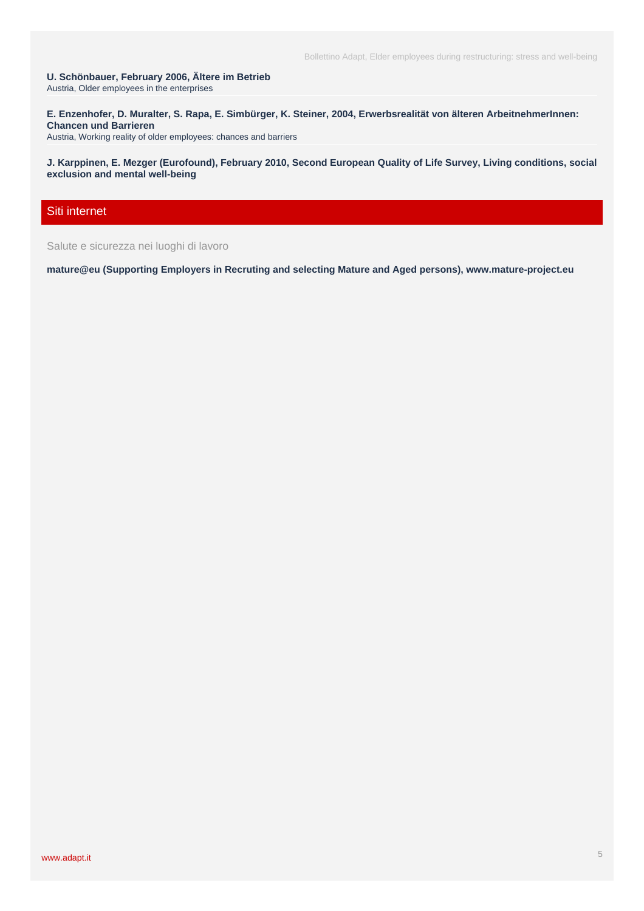**U. Schönbauer, February 2006, Ältere im Betrieb**
Austria, Older employees in the enterprises

**E. Enzenhofer, D. Muralter, S. Rapa, E. Simbürger, K. Steiner, 2004, Erwerbsrealität von älteren ArbeitnehmerInnen: Chancen und Barrieren**
Austria, Working reality of older employees: chances and barriers

**J. Karppinen, E. Mezger (Eurofound), February 2010, Second European Quality of Life Survey, Living conditions, social exclusion and mental well-being**

## Siti internet

Salute e sicurezza nei luoghi di lavoro

**mature@eu (Supporting Employers in Recruting and selecting Mature and Aged persons), www.mature-project.eu**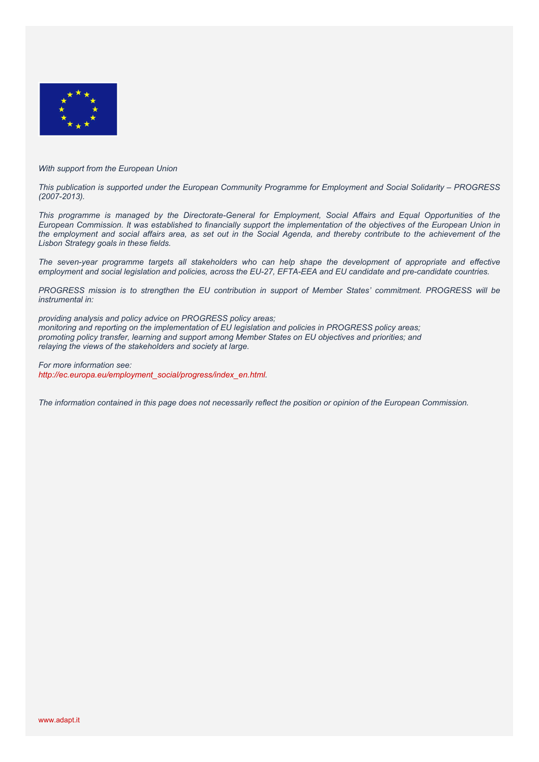*With support from the European Union*

*This publication is supported under the European Community Programme for Employment and Social Solidarity – PROGRESS (2007-2013).*

*This programme is managed by the Directorate-General for Employment, Social Affairs and Equal Opportunities of the European Commission. It was established to financially support the implementation of the objectives of the European Union in the employment and social affairs area, as set out in the Social Agenda, and thereby contribute to the achievement of the Lisbon Strategy goals in these fields.*

*The seven-year programme targets all stakeholders who can help shape the development of appropriate and effective employment and social legislation and policies, across the EU-27, EFTA-EEA and EU candidate and pre-candidate countries.*

*PROGRESS mission is to strengthen the EU contribution in support of Member States' commitment. PROGRESS will be instrumental in:*

*providing analysis and policy advice on PROGRESS policy areas;*
*monitoring and reporting on the implementation of EU legislation and policies in PROGRESS policy areas;*
*promoting policy transfer, learning and support among Member States on EU objectives and priorities; and*
*relaying the views of the stakeholders and society at large.*

*For more information see:*
*http://ec.europa.eu/employment_social/progress/index_en.html.*

*The information contained in this page does not necessarily reflect the position or opinion of the European Commission.*

www.adapt.it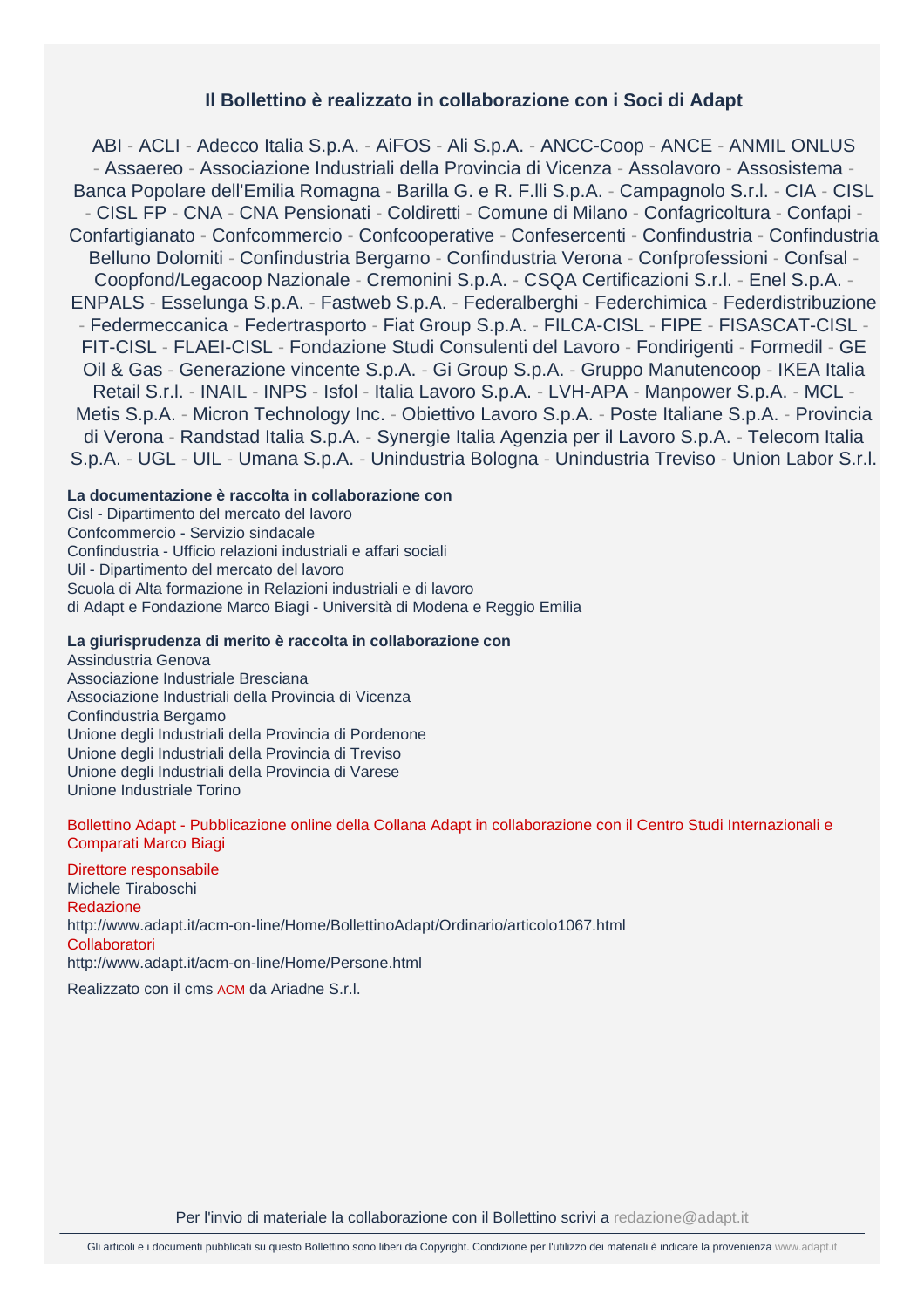## Il Bollettino è realizzato in collaborazione con i Soci di Adapt

ABI - ACLI - Adecco Italia S.p.A. - AiFOS - Ali S.p.A. - ANCC-Coop - ANCE - ANMIL ONLUS - Assaereo - Associazione Industriali della Provincia di Vicenza - Assolavoro - Assosistema - Banca Popolare dell'Emilia Romagna - Barilla G. e R. F.lli S.p.A. - Campagnolo S.r.l. - CIA - CISL - CISL FP - CNA - CNA Pensionati - Coldiretti - Comune di Milano - Confagricoltura - Confapi - Confartigianato - Confcommercio - Confcooperative - Confesercenti - Confindustria - Confindustria Belluno Dolomiti - Confindustria Bergamo - Confindustria Verona - Confprofessioni - Confsal - Coopfond/Legacoop Nazionale - Cremonini S.p.A. - CSQA Certificazioni S.r.l. - Enel S.p.A. - ENPALS - Esselunga S.p.A. - Fastweb S.p.A. - Federalberghi - Federchimica - Federdistribuzione - Federmeccanica - Federtrasporto - Fiat Group S.p.A. - FILCA-CISL - FIPE - FISASCAT-CISL - FIT-CISL - FLAEI-CISL - Fondazione Studi Consulenti del Lavoro - Fondirigenti - Formedil - GE Oil & Gas - Generazione vincente S.p.A. - Gi Group S.p.A. - Gruppo Manutencoop - IKEA Italia Retail S.r.l. - INAIL - INPS - Isfol - Italia Lavoro S.p.A. - LVH-APA - Manpower S.p.A. - MCL - Metis S.p.A. - Micron Technology Inc. - Obiettivo Lavoro S.p.A. - Poste Italiane S.p.A. - Provincia di Verona - Randstad Italia S.p.A. - Synergie Italia Agenzia per il Lavoro S.p.A. - Telecom Italia S.p.A. - UGL - UIL - Umana S.p.A. - Unindustria Bologna - Unindustria Treviso - Union Labor S.r.l.

**La documentazione è raccolta in collaborazione con**
Cisl - Dipartimento del mercato del lavoro
Confcommercio - Servizio sindacale
Confindustria - Ufficio relazioni industriali e affari sociali
Uil - Dipartimento del mercato del lavoro
Scuola di Alta formazione in Relazioni industriali e di lavoro
di Adapt e Fondazione Marco Biagi - Università di Modena e Reggio Emilia

**La giurisprudenza di merito è raccolta in collaborazione con**
Assindustria Genova
Associazione Industriale Bresciana
Associazione Industriali della Provincia di Vicenza
Confindustria Bergamo
Unione degli Industriali della Provincia di Pordenone
Unione degli Industriali della Provincia di Treviso
Unione degli Industriali della Provincia di Varese
Unione Industriale Torino

Bollettino Adapt - Pubblicazione online della Collana Adapt in collaborazione con il Centro Studi Internazionali e Comparati Marco Biagi

Direttore responsabile
Michele Tiraboschi
Redazione
http://www.adapt.it/acm-on-line/Home/BollettinoAdapt/Ordinario/articolo1067.html
Collaboratori
http://www.adapt.it/acm-on-line/Home/Persone.html

Realizzato con il cms ACM da Ariadne S.r.l.

Per l'invio di materiale la collaborazione con il Bollettino scrivi a redazione@adapt.it

Gli articoli e i documenti pubblicati su questo Bollettino sono liberi da Copyright. Condizione per l'utilizzo dei materiali è indicare la provenienza www.adapt.it